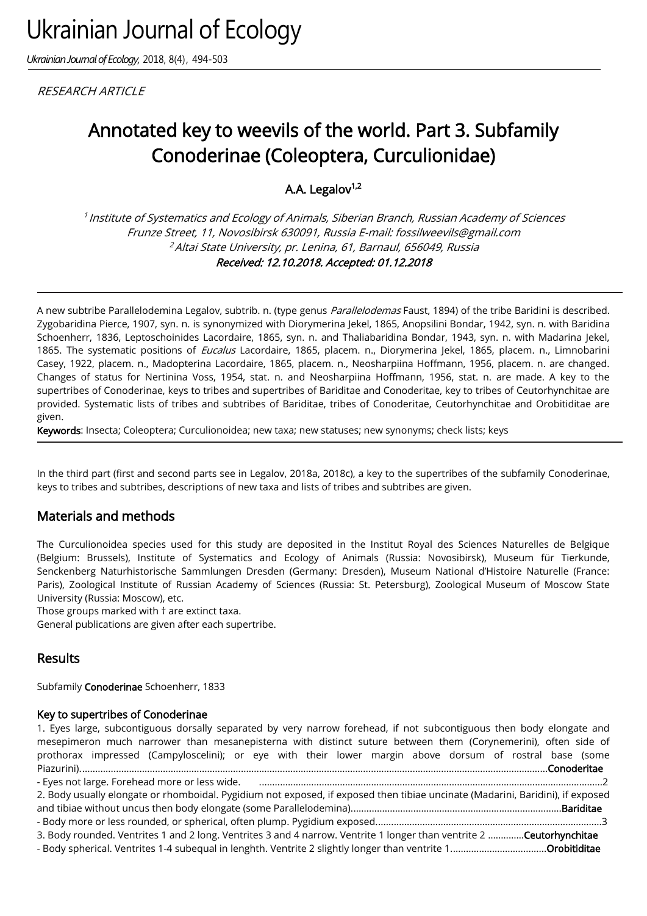# Annotated key to weevils of the world. Part 3. Subfamily Conoderinae (Coleoptera, Curculionidae)

A.A. Legalov[1,2]

[1] *Institute of Systematics and Ecology of Animals, Siberian Branch, Russian Academy of Sciences Frunze Street, 11, Novosibirsk 630091, Russia E-mail: fossilweevils@gmail.com*
[2] *Altai State University, pr. Lenina, 61, Barnaul, 656049, Russia*
*Received: 12.10.2018. Accepted: 01.12.2018*

A new subtribe Parallelodemina Legalov, subtrib. n. (type genus *Parallelodemas* Faust, 1894) of the tribe Baridini is described. Zygobaridina Pierce, 1907, syn. n. is synonymized with Diorymerina Jekel, 1865, Anopsilini Bondar, 1942, syn. n. with Baridina Schoenherr, 1836, Leptoschoinides Lacordaire, 1865, syn. n. and Thaliabaridina Bondar, 1943, syn. n. with Madarina Jekel, 1865. The systematic positions of *Eucalus* Lacordaire, 1865, placem. n., Diorymerina Jekel, 1865, placem. n., Limnobarini Casey, 1922, placem. n., Madopterina Lacordaire, 1865, placem. n., Neosharpiina Hoffmann, 1956, placem. n. are changed. Changes of status for Nertinina Voss, 1954, stat. n. and Neosharpiina Hoffmann, 1956, stat. n. are made. A key to the supertribes of Conoderinae, keys to tribes and supertribes of Bariditae and Conoderitae, key to tribes of Ceutorhynchitae are provided. Systematic lists of tribes and subtribes of Bariditae, tribes of Conoderitae, Ceutorhynchitae and Orobitiditae are given.

**Keywords**: Insecta; Coleoptera; Curculionoidea; new taxa; new statuses; new synonyms; check lists; keys

In the third part (first and second parts see in Legalov, 2018a, 2018c), a key to the supertribes of the subfamily Conoderinae, keys to tribes and subtribes, descriptions of new taxa and lists of tribes and subtribes are given.

## Materials and methods

The Curculionoidea species used for this study are deposited in the Institut Royal des Sciences Naturelles de Belgique (Belgium: Brussels), Institute of Systematics and Ecology of Animals (Russia: Novosibirsk), Museum für Tierkunde, Senckenberg Naturhistorische Sammlungen Dresden (Germany: Dresden), Museum National d'Histoire Naturelle (France: Paris), Zoological Institute of Russian Academy of Sciences (Russia: St. Petersburg), Zoological Museum of Moscow State University (Russia: Moscow), etc.

Those groups marked with † are extinct taxa.

General publications are given after each supertribe.

## Results

Subfamily **Conoderinae** Schoenherr, 1833

### Key to supertribes of Conoderinae

1. Eyes large, subcontiguous dorsally separated by very narrow forehead, if not subcontiguous then body elongate and mesepimeron much narrower than mesanepisterna with distinct suture between them (Corynemerini), often side of prothorax impressed (Campyloscelini); or eye with their lower margin above dorsum of rostral base (some Piazurini)........................................................**Conoderitae**
- Eyes not large. Forehead more or less wide. ........................................................2
2. Body usually elongate or rhomboidal. Pygidium not exposed, if exposed then tibiae uncinate (Madarini, Baridini), if exposed and tibiae without uncus then body elongate (some Parallelodemina)........................................................**Bariditae**
- Body more or less rounded, or spherical, often plump. Pygidium exposed........................................................3
3. Body rounded. Ventrites 1 and 2 long. Ventrites 3 and 4 narrow. Ventrite 1 longer than ventrite 2 ..............**Ceutorhynchitae**
- Body spherical. Ventrites 1-4 subequal in lenghth. Ventrite 2 slightly longer than ventrite 1....................................**Orobitiditae**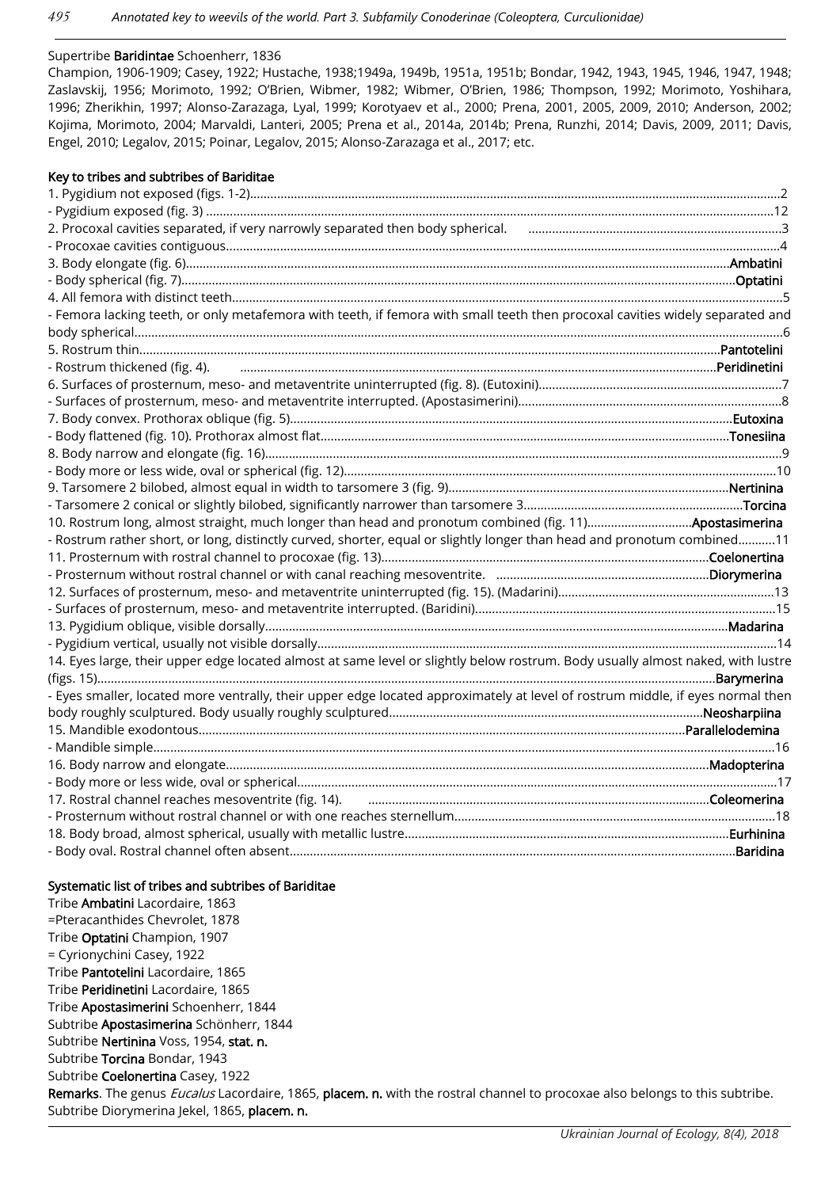Supertribe **Baridintae** Schoenherr, 1836

Champion, 1906-1909; Casey, 1922; Hustache, 1938;1949a, 1949b, 1951a, 1951b; Bondar, 1942, 1943, 1945, 1946, 1947, 1948; Zaslavskij, 1956; Morimoto, 1992; O'Brien, Wibmer, 1982; Wibmer, O'Brien, 1986; Thompson, 1992; Morimoto, Yoshihara, 1996; Zherikhin, 1997; Alonso-Zarazaga, Lyal, 1999; Korotyaev et al., 2000; Prena, 2001, 2005, 2009, 2010; Anderson, 2002; Kojima, Morimoto, 2004; Marvaldi, Lanteri, 2005; Prena et al., 2014a, 2014b; Prena, Runzhi, 2014; Davis, 2009, 2011; Davis, Engel, 2010; Legalov, 2015; Poinar, Legalov, 2015; Alonso-Zarazaga et al., 2017; etc.

**Key to tribes and subtribes of Bariditae**

1. Pygidium not exposed (figs. 1-2)....................2
- Pygidium exposed (fig. 3) ....................12
2. Procoxal cavities separated, if very narrowly separated then body spherical. ....................3
- Procoxae cavities contiguous....................4
3. Body elongate (fig. 6)....................**Ambatini**
- Body spherical (fig. 7)....................**Optatini**
4. All femora with distinct teeth....................5
- Femora lacking teeth, or only metafemora with teeth, if femora with small teeth then procoxal cavities widely separated and body spherical....................6
5. Rostrum thin....................**Pantotelini**
- Rostrum thickened (fig. 4). ....................**Peridinetini**
6. Surfaces of prosternum, meso- and metaventrite uninterrupted (fig. 8). (Eutoxini)....................7
- Surfaces of prosternum, meso- and metaventrite interrupted. (Apostasimerini)....................8
7. Body convex. Prothorax oblique (fig. 5)....................**Eutoxina**
- Body flattened (fig. 10). Prothorax almost flat....................**Tonesiina**
8. Body narrow and elongate (fig. 16)....................9
- Body more or less wide, oval or spherical (fig. 12)....................10
9. Tarsomere 2 bilobed, almost equal in width to tarsomere 3 (fig. 9)....................**Nertinina**
- Tarsomere 2 conical or slightly bilobed, significantly narrower than tarsomere 3....................**Torcina**
10. Rostrum long, almost straight, much longer than head and pronotum combined (fig. 11)....................**Apostasimerina**
- Rostrum rather short, or long, distinctly curved, shorter, equal or slightly longer than head and pronotum combined...........11
11. Prosternum with rostral channel to procoxae (fig. 13)....................**Coelonertina**
- Prosternum without rostral channel or with canal reaching mesoventrite. ....................**Diorymerina**
12. Surfaces of prosternum, meso- and metaventrite uninterrupted (fig. 15). (Madarini)....................13
- Surfaces of prosternum, meso- and metaventrite interrupted. (Baridini)....................15
13. Pygidium oblique, visible dorsally....................**Madarina**
- Pygidium vertical, usually not visible dorsally....................14
14. Eyes large, their upper edge located almost at same level or slightly below rostrum. Body usually almost naked, with lustre (figs. 15)....................**Barymerina**
- Eyes smaller, located more ventrally, their upper edge located approximately at level of rostrum middle, if eyes normal then body roughly sculptured. Body usually roughly sculptured....................**Neosharpiina**
15. Mandible exodontous....................**Parallelodemina**
- Mandible simple....................16
16. Body narrow and elongate....................**Madopterina**
- Body more or less wide, oval or spherical....................17
17. Rostral channel reaches mesoventrite (fig. 14). ....................**Coleomerina**
- Prosternum without rostral channel or with one reaches sternellum....................18
18. Body broad, almost spherical, usually with metallic lustre....................**Eurhinina**
- Body oval. Rostral channel often absent....................**Baridina**

**Systematic list of tribes and subtribes of Bariditae**

Tribe **Ambatini** Lacordaire, 1863
=Pteracanthides Chevrolet, 1878
Tribe **Optatini** Champion, 1907
= Cyrionychini Casey, 1922
Tribe **Pantotelini** Lacordaire, 1865
Tribe **Peridinetini** Lacordaire, 1865
Tribe **Apostasimerini** Schoenherr, 1844
Subtribe **Apostasimerina** Schönherr, 1844
Subtribe **Nertinina** Voss, 1954, **stat. n.**
Subtribe **Torcina** Bondar, 1943
Subtribe **Coelonertina** Casey, 1922
**Remarks**. The genus *Eucalus* Lacordaire, 1865, **placem. n.** with the rostral channel to procoxae also belongs to this subtribe.
Subtribe Diorymerina Jekel, 1865, **placem. n.**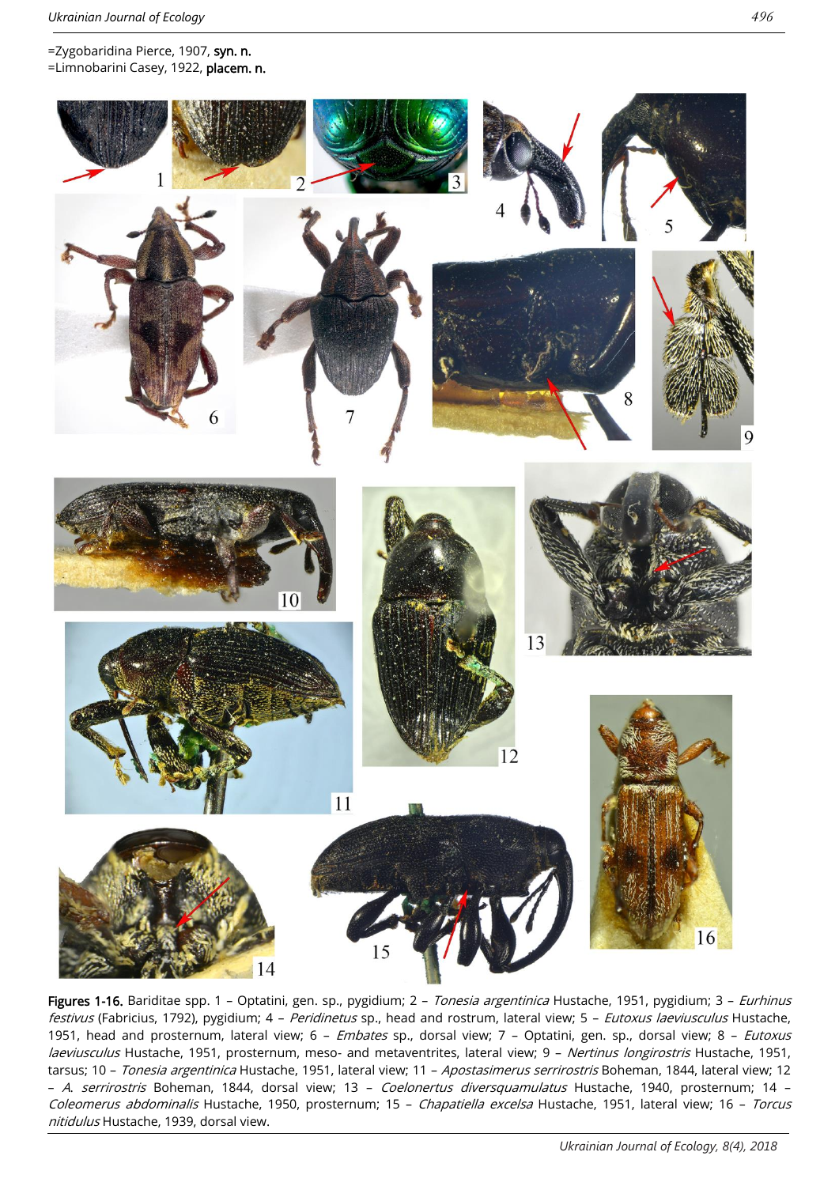=Zygobaridina Pierce, 1907, **syn. n.**
=Limnobarini Casey, 1922, **placem. n.**

**Figures 1-16.** Bariditae spp. 1 – Optatini, gen. sp., pygidium; 2 – *Tonesia argentinica* Hustache, 1951, pygidium; 3 – *Eurhinus festivus* (Fabricius, 1792), pygidium; 4 – *Peridinetus* sp., head and rostrum, lateral view; 5 – *Eutoxus laeviusculus* Hustache, 1951, head and prosternum, lateral view; 6 – *Embates* sp., dorsal view; 7 – Optatini, gen. sp., dorsal view; 8 – *Eutoxus laeviusculus* Hustache, 1951, prosternum, meso- and metaventrites, lateral view; 9 – *Nertinus longirostris* Hustache, 1951, tarsus; 10 – *Tonesia argentinica* Hustache, 1951, lateral view; 11 – *Apostasimerus serrirostris* Boheman, 1844, lateral view; 12 – *A. serrirostris* Boheman, 1844, dorsal view; 13 – *Coelonertus diversquamulatus* Hustache, 1940, prosternum; 14 – *Coleomerus abdominalis* Hustache, 1950, prosternum; 15 – *Chapatiella excelsa* Hustache, 1951, lateral view; 16 – *Torcus nitidulus* Hustache, 1939, dorsal view.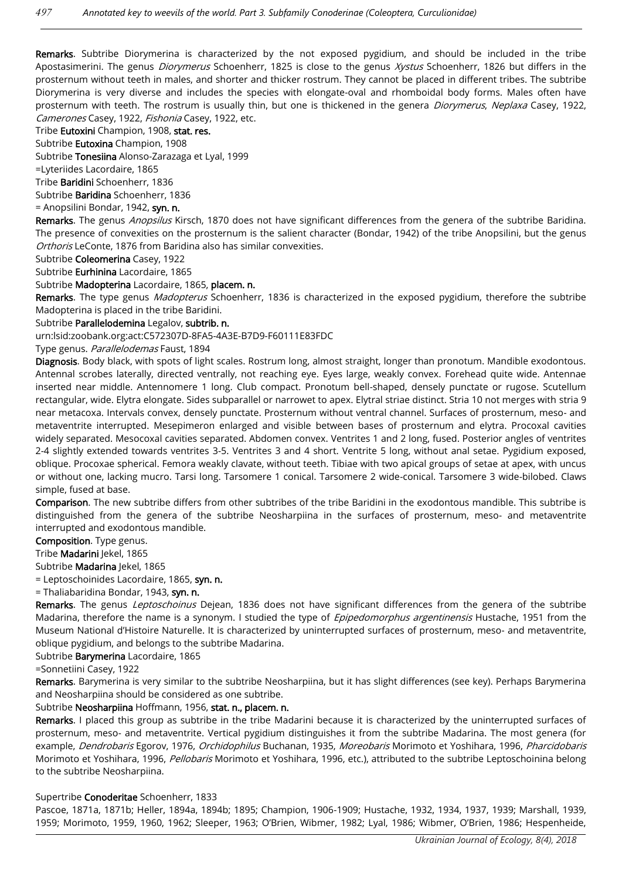**Remarks**. Subtribe Diorymerina is characterized by the not exposed pygidium, and should be included in the tribe Apostasimerini. The genus *Diorymerus* Schoenherr, 1825 is close to the genus *Xystus* Schoenherr, 1826 but differs in the prosternum without teeth in males, and shorter and thicker rostrum. They cannot be placed in different tribes. The subtribe Diorymerina is very diverse and includes the species with elongate-oval and rhomboidal body forms. Males often have prosternum with teeth. The rostrum is usually thin, but one is thickened in the genera *Diorymerus*, *Neplaxa* Casey, 1922, *Camerones* Casey, 1922, *Fishonia* Casey, 1922, etc.

Tribe **Eutoxini** Champion, 1908, **stat. res.**

Subtribe **Eutoxina** Champion, 1908

Subtribe **Tonesiina** Alonso-Zarazaga et Lyal, 1999

=Lyteriides Lacordaire, 1865

Tribe **Baridini** Schoenherr, 1836

Subtribe **Baridina** Schoenherr, 1836

= Anopsilini Bondar, 1942, **syn. n.**

**Remarks**. The genus *Anopsilus* Kirsch, 1870 does not have significant differences from the genera of the subtribe Baridina. The presence of convexities on the prosternum is the salient character (Bondar, 1942) of the tribe Anopsilini, but the genus *Orthoris* LeConte, 1876 from Baridina also has similar convexities.

Subtribe **Coleomerina** Casey, 1922

Subtribe **Eurhinina** Lacordaire, 1865

Subtribe **Madopterina** Lacordaire, 1865, **placem. n.**

**Remarks**. The type genus *Madopterus* Schoenherr, 1836 is characterized in the exposed pygidium, therefore the subtribe Madopterina is placed in the tribe Baridini.

Subtribe **Parallelodemina** Legalov, **subtrib. n.**

urn:lsid:zoobank.org:act:C572307D-8FA5-4A3E-B7D9-F60111E83FDC

Type genus. *Parallelodemas* Faust, 1894

**Diagnosis**. Body black, with spots of light scales. Rostrum long, almost straight, longer than pronotum. Mandible exodontous. Antennal scrobes laterally, directed ventrally, not reaching eye. Eyes large, weakly convex. Forehead quite wide. Antennae inserted near middle. Antennomere 1 long. Club compact. Pronotum bell-shaped, densely punctate or rugose. Scutellum rectangular, wide. Elytra elongate. Sides subparallel or narrowet to apex. Elytral striae distinct. Stria 10 not merges with stria 9 near metacoxa. Intervals convex, densely punctate. Prosternum without ventral channel. Surfaces of prosternum, meso- and metaventrite interrupted. Mesepimeron enlarged and visible between bases of prosternum and elytra. Procoxal cavities widely separated. Mesocoxal cavities separated. Abdomen convex. Ventrites 1 and 2 long, fused. Posterior angles of ventrites 2-4 slightly extended towards ventrites 3-5. Ventrites 3 and 4 short. Ventrite 5 long, without anal setae. Pygidium exposed, oblique. Procoxae spherical. Femora weakly clavate, without teeth. Tibiae with two apical groups of setae at apex, with uncus or without one, lacking mucro. Tarsi long. Tarsomere 1 conical. Tarsomere 2 wide-conical. Tarsomere 3 wide-bilobed. Claws simple, fused at base.

**Comparison**. The new subtribe differs from other subtribes of the tribe Baridini in the exodontous mandible. This subtribe is distinguished from the genera of the subtribe Neosharpiina in the surfaces of prosternum, meso- and metaventrite interrupted and exodontous mandible.

**Composition**. Type genus.

Tribe **Madarini** Jekel, 1865

Subtribe **Madarina** Jekel, 1865

= Leptoschoinides Lacordaire, 1865, **syn. n.**

= Thaliabaridina Bondar, 1943, **syn. n.**

**Remarks**. The genus *Leptoschoinus* Dejean, 1836 does not have significant differences from the genera of the subtribe Madarina, therefore the name is a synonym. I studied the type of *Epipedomorphus argentinensis* Hustache, 1951 from the Museum National d'Histoire Naturelle. It is characterized by uninterrupted surfaces of prosternum, meso- and metaventrite, oblique pygidium, and belongs to the subtribe Madarina.

Subtribe **Barymerina** Lacordaire, 1865

=Sonnetiini Casey, 1922

**Remarks**. Barymerina is very similar to the subtribe Neosharpiina, but it has slight differences (see key). Perhaps Barymerina and Neosharpiina should be considered as one subtribe.

Subtribe **Neosharpiina** Hoffmann, 1956, **stat. n., placem. n.**

**Remarks**. I placed this group as subtribe in the tribe Madarini because it is characterized by the uninterrupted surfaces of prosternum, meso- and metaventrite. Vertical pygidium distinguishes it from the subtribe Madarina. The most genera (for example, *Dendrobaris* Egorov, 1976, *Orchidophilus* Buchanan, 1935, *Moreobaris* Morimoto et Yoshihara, 1996, *Pharcidobaris* Morimoto et Yoshihara, 1996, *Pellobaris* Morimoto et Yoshihara, 1996, etc.), attributed to the subtribe Leptoschoinina belong to the subtribe Neosharpiina.

Supertribe **Conoderitae** Schoenherr, 1833

Pascoe, 1871a, 1871b; Heller, 1894a, 1894b; 1895; Champion, 1906-1909; Hustache, 1932, 1934, 1937, 1939; Marshall, 1939, 1959; Morimoto, 1959, 1960, 1962; Sleeper, 1963; O'Brien, Wibmer, 1982; Lyal, 1986; Wibmer, O'Brien, 1986; Hespenheide,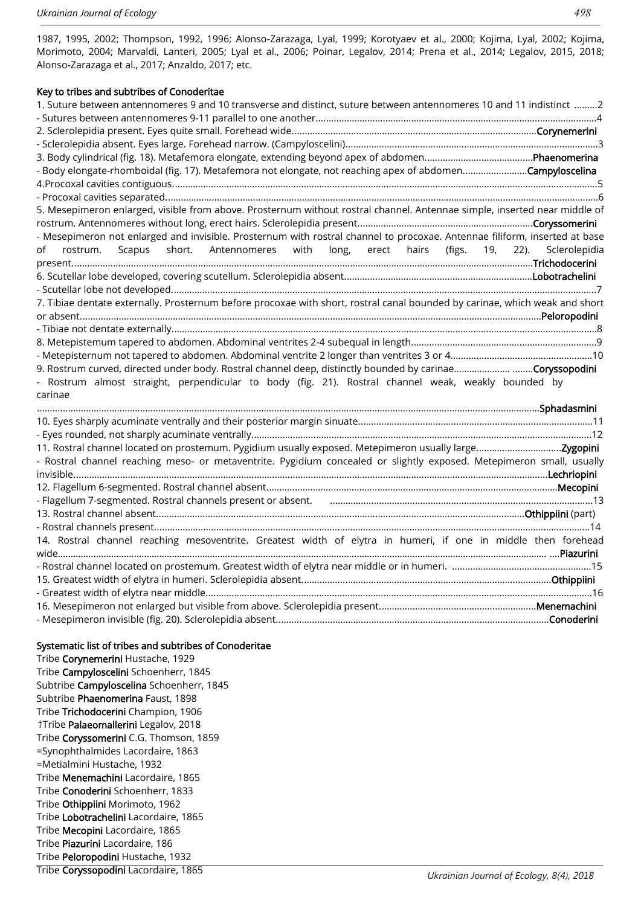1987, 1995, 2002; Thompson, 1992, 1996; Alonso-Zarazaga, Lyal, 1999; Korotyaev et al., 2000; Kojima, Lyal, 2002; Kojima, Morimoto, 2004; Marvaldi, Lanteri, 2005; Lyal et al., 2006; Poinar, Legalov, 2014; Prena et al., 2014; Legalov, 2015, 2018; Alonso-Zarazaga et al., 2017; Anzaldo, 2017; etc.

## Key to tribes and subtribes of Conoderitae

1. Suture between antennomeres 9 and 10 transverse and distinct, suture between antennomeres 10 and 11 indistinct .........2
- Sutures between antennomeres 9-11 parallel to one another..........................................................................................................4
2. Sclerolepidia present. Eyes quite small. Forehead wide...............................................................................................**Corynemerini**
- Sclerolepidia absent. Eyes large. Forehead narrow. (Campyloscelini).................................................................................................3
3. Body cylindrical (fig. 18). Metafemora elongate, extending beyond apex of abdomen..........................................**Phaenomerina**
- Body elongate-rhomboidal (fig. 17). Metafemora not elongate, not reaching apex of abdomen.........................**Campyloscelina**
4.Procoxal cavities contiguous.....................................................................................................................................................................5
- Procoxal cavities separated.......................................................................................................................................................................6
5. Mesepimeron enlarged, visible from above. Prosternum without rostral channel. Antennae simple, inserted near middle of rostrum. Antennomeres without long, erect hairs. Sclerolepidia present...................................................................**Coryssomerini**
- Mesepimeron not enlarged and invisible. Prosternum with rostral channel to procoxae. Antennae filiform, inserted at base of rostrum. Scapus short. Antennomeres with long, erect hairs (figs. 19, 22). Sclerolepidia present.............................................................................................................................................................................**Trichodocerini**
6. Scutellar lobe developed, covering scutellum. Sclerolepidia absent........................................................................**Lobotrachelini**
- Scutellar lobe not developed.....................................................................................................................................................................7
7. Tibiae dentate externally. Prosternum before procoxae with short, rostral canal bounded by carinae, which weak and short or absent.................................................................................................................................................................................**Peloropodini**
- Tibiae not dentate externally.....................................................................................................................................................................8
8. Metepistemum tapered to abdomen. Abdominal ventrites 2-4 subequal in length.......................................................................9
- Metepisternum not tapered to abdomen. Abdominal ventrite 2 longer than ventrites 3 or 4......................................................10
9. Rostrum curved, directed under body. Rostral channel deep, distinctly bounded by carinae..................... ........**Coryssopodini**
- Rostrum almost straight, perpendicular to body (fig. 21). Rostral channel weak, weakly bounded by carinae
.........................................................................................................................................................................................**Sphadasmini**
10. Eyes sharply acuminate ventrally and their posterior margin sinuate.........................................................................................11
- Eyes rounded, not sharply acuminate ventrally...................................................................................................................................12
11. Rostral channel located on prostemum. Pygidium usually exposed. Metepimeron usually large................................**Zygopini**
- Rostral channel reaching meso- or metaventrite. Pygidium concealed or slightly exposed. Metepimeron small, usually invisible.....................................................................................................................................................................**Lechriopini**
12. Flagellum 6-segmented. Rostral channel absent...............................................................................................................**Mecopini**
- Flagellum 7-segmented. Rostral channels present or absent. .....................................................................................................13
13. Rostral channel absent..............................................................................................................................................**Othippiini** (part)
- Rostral channels present.........................................................................................................................................................................14
14. Rostral channel reaching mesoventrite. Greatest width of elytra in humeri, if one in middle then forehead wide......................................................................................................................................................................................... ....**Piazurini**
- Rostral channel located on prostemum. Greatest width of elytra near middle or in humeri. .....................................................15
15. Greatest width of elytra in humeri. Sclerolepidia absent................................................................................................**Othippiini**
- Greatest width of elytra near middle.....................................................................................................................................................16
16. Mesepimeron not enlarged but visible from above. Sclerolepidia present............................................................**Menemachini**
- Mesepimeron invisible (fig. 20). Sclerolepidia absent..........................................................................................................**Conoderini**

## Systematic list of tribes and subtribes of Conoderitae

Tribe **Corynemerini** Hustache, 1929
Tribe **Campyloscelini** Schoenherr, 1845
Subtribe **Campyloscelina** Schoenherr, 1845
Subtribe **Phaenomerina** Faust, 1898
Tribe **Trichodocerini** Champion, 1906
†Tribe **Palaeomallerini** Legalov, 2018
Tribe **Coryssomerini** C.G. Thomson, 1859
=Synophthalmides Lacordaire, 1863
=Metialmini Hustache, 1932
Tribe **Menemachini** Lacordaire, 1865
Tribe **Conoderini** Schoenherr, 1833
Tribe **Othippiini** Morimoto, 1962
Tribe **Lobotrachelini** Lacordaire, 1865
Tribe **Mecopini** Lacordaire, 1865
Tribe **Piazurini** Lacordaire, 186
Tribe **Peloropodini** Hustache, 1932
Tribe **Coryssopodini** Lacordaire, 1865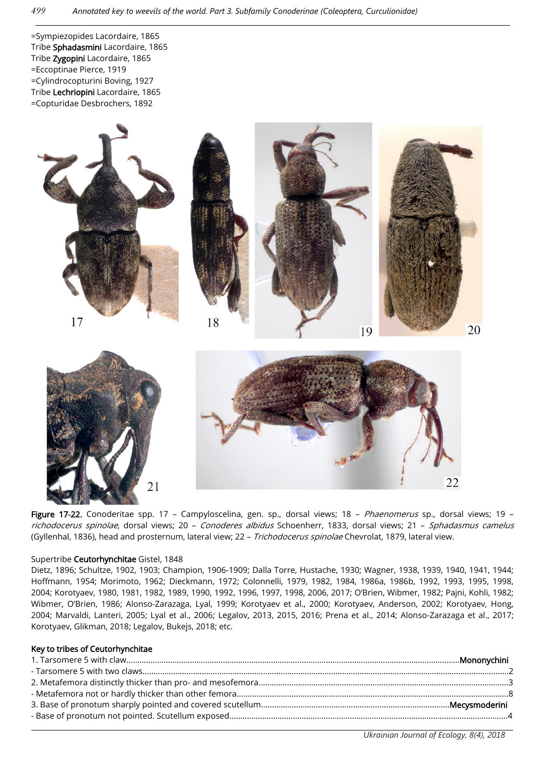=Sympiezopides Lacordaire, 1865
Tribe **Sphadasmini** Lacordaire, 1865
Tribe **Zygopini** Lacordaire, 1865
=Eccoptinae Pierce, 1919
=Cylindrocopturini Boving, 1927
Tribe **Lechriopini** Lacordaire, 1865
=Copturidae Desbrochers, 1892

**Figure 17-22.** Conoderitae spp. 17 – Campyloscelina, gen. sp., dorsal views; 18 – *Phaenomerus* sp., dorsal views; 19 – *richodocerus spinolae*, dorsal views; 20 – *Conoderes albidus* Schoenherr, 1833, dorsal views; 21 – *Sphadasmus camelus* (Gyllenhal, 1836), head and prosternum, lateral view; 22 – *Trichodocerus spinolae* Chevrolat, 1879, lateral view.

Supertribe **Ceutorhynchitae** Gistel, 1848

Dietz, 1896; Schultze, 1902, 1903; Champion, 1906-1909; Dalla Torre, Hustache, 1930; Wagner, 1938, 1939, 1940, 1941, 1944; Hoffmann, 1954; Morimoto, 1962; Dieckmann, 1972; Colonnelli, 1979, 1982, 1984, 1986a, 1986b, 1992, 1993, 1995, 1998, 2004; Korotyaev, 1980, 1981, 1982, 1989, 1990, 1992, 1996, 1997, 1998, 2006, 2017; O'Brien, Wibmer, 1982; Pajni, Kohli, 1982; Wibmer, O'Brien, 1986; Alonso-Zarazaga, Lyal, 1999; Korotyaev et al., 2000; Korotyaev, Anderson, 2002; Korotyaev, Hong, 2004; Marvaldi, Lanteri, 2005; Lyal et al., 2006; Legalov, 2013, 2015, 2016; Prena et al., 2014; Alonso-Zarazaga et al., 2017; Korotyaev, Glikman, 2018; Legalov, Bukejs, 2018; etc.

**Key to tribes of Ceutorhynchitae**

1. Tarsomere 5 with claw.......................................................................................................**Mononychini**
- Tarsomere 5 with two claws.......................................................................................................2
2. Metafemora distinctly thicker than pro- and mesofemora.......................................................................................................3
- Metafemora not or hardly thicker than other femora.......................................................................................................8
3. Base of pronotum sharply pointed and covered scutellum.......................................................................................................**Mecysmoderini**
- Base of pronotum not pointed. Scutellum exposed.......................................................................................................4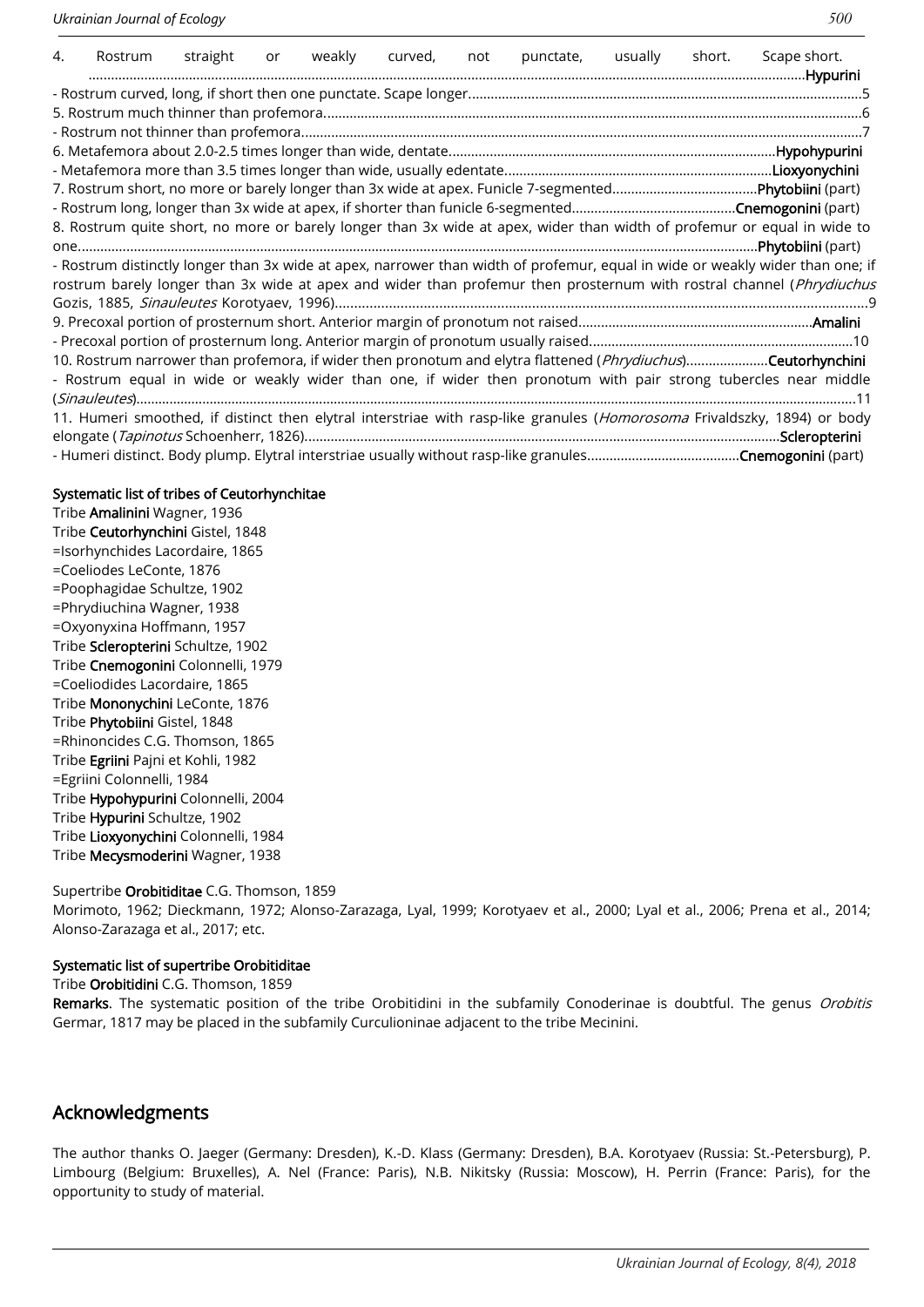4. Rostrum straight or weakly curved, not punctate, usually short. Scape short. ........................................................................................................................................................................**Hypurini**

- Rostrum curved, long, if short then one punctate. Scape longer..........................................................................................5

5. Rostrum much thinner than profemora.................................................................................................................................6

- Rostrum not thinner than profemora.....................................................................................................................................7

6. Metafemora about 2.0-2.5 times longer than wide, dentate......................................................................................**Hypohypurini**

- Metafemora more than 3.5 times longer than wide, usually edentate......................................................................**Lioxyonychini**

7. Rostrum short, no more or barely longer than 3x wide at apex. Funicle 7-segmented......................................**Phytobiini** (part)

- Rostrum long, longer than 3x wide at apex, if shorter than funicle 6-segmented...........................................**Cnemogonini** (part)

8. Rostrum quite short, no more or barely longer than 3x wide at apex, wider than width of profemur or equal in wide to one.............................................................................................................................................................**Phytobiini** (part)

- Rostrum distinctly longer than 3x wide at apex, narrower than width of profemur, equal in wide or weakly wider than one; if rostrum barely longer than 3x wide at apex and wider than profemur then prosternum with rostral channel (*Phrydiuchus* Gozis, 1885, *Sinauleutes* Korotyaev, 1996)...........................................................................................................................9

9. Precoxal portion of prosternum short. Anterior margin of pronotum not raised..............................................................**Amalini**

- Precoxal portion of prosternum long. Anterior margin of pronotum usually raised.....................................................................10

10. Rostrum narrower than profemora, if wider then pronotum and elytra flattened (*Phrydiuchus*)......................**Ceutorhynchini**

- Rostrum equal in wide or weakly wider than one, if wider then pronotum with pair strong tubercles near middle (*Sinauleutes*).........................................................................................................................................................................11

11. Humeri smoothed, if distinct then elytral interstriae with rasp-like granules (*Homorosoma* Frivaldszky, 1894) or body elongate (*Tapinotus* Schoenherr, 1826)...............................................................................................................**Scleropterini**

- Humeri distinct. Body plump. Elytral interstriae usually without rasp-like granules.........................................**Cnemogonini** (part)

### Systematic list of tribes of Ceutorhynchitae

Tribe **Amalinini** Wagner, 1936
Tribe **Ceutorhynchini** Gistel, 1848
=Isorhynchides Lacordaire, 1865
=Coeliodes LeConte, 1876
=Poophagidae Schultze, 1902
=Phrydiuchina Wagner, 1938
=Oxyonyxina Hoffmann, 1957
Tribe **Scleropterini** Schultze, 1902
Tribe **Cnemogonini** Colonnelli, 1979
=Coeliodides Lacordaire, 1865
Tribe **Mononychini** LeConte, 1876
Tribe **Phytobiini** Gistel, 1848
=Rhinoncides C.G. Thomson, 1865
Tribe **Egriini** Pajni et Kohli, 1982
=Egriini Colonnelli, 1984
Tribe **Hypohypurini** Colonnelli, 2004
Tribe **Hypurini** Schultze, 1902
Tribe **Lioxyonychini** Colonnelli, 1984
Tribe **Mecysmoderini** Wagner, 1938

Supertribe **Orobitiditae** C.G. Thomson, 1859
Morimoto, 1962; Dieckmann, 1972; Alonso-Zarazaga, Lyal, 1999; Korotyaev et al., 2000; Lyal et al., 2006; Prena et al., 2014; Alonso-Zarazaga et al., 2017; etc.

### Systematic list of supertribe Orobitiditae

Tribe **Orobitidini** C.G. Thomson, 1859

**Remarks**. The systematic position of the tribe Orobitidini in the subfamily Conoderinae is doubtful. The genus *Orobitis* Germar, 1817 may be placed in the subfamily Curculioninae adjacent to the tribe Mecinini.

## Acknowledgments

The author thanks O. Jaeger (Germany: Dresden), K.-D. Klass (Germany: Dresden), B.A. Korotyaev (Russia: St.-Petersburg), P. Limbourg (Belgium: Bruxelles), A. Nel (France: Paris), N.B. Nikitsky (Russia: Moscow), H. Perrin (France: Paris), for the opportunity to study of material.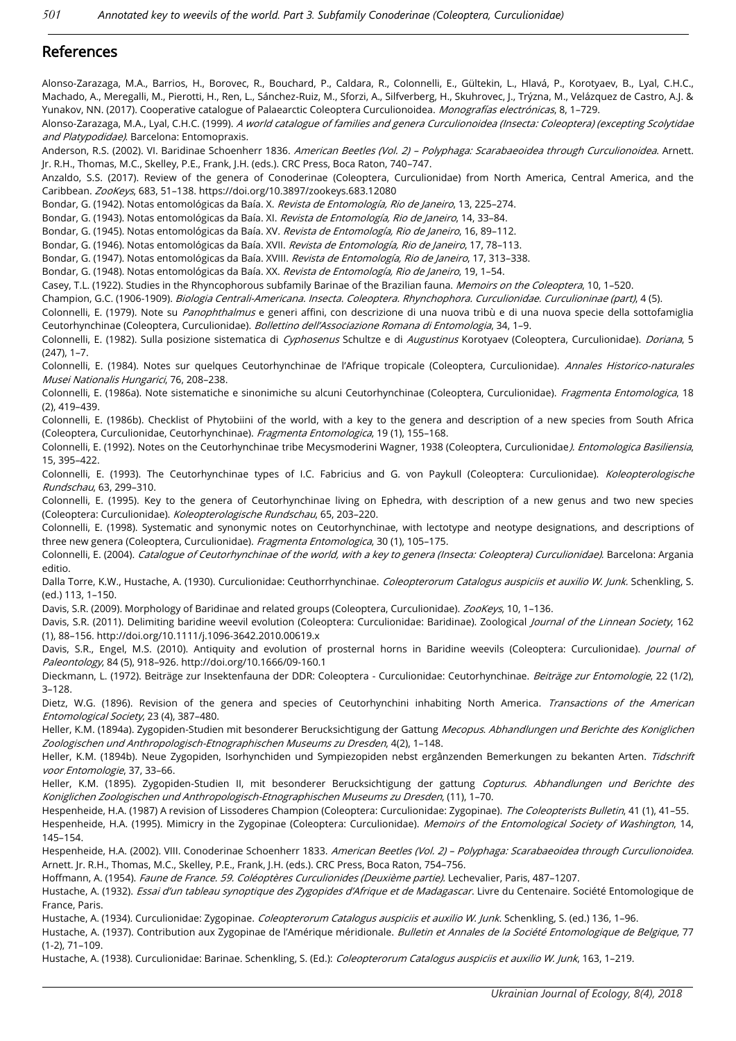## References

Alonso-Zarazaga, M.A., Barrios, H., Borovec, R., Bouchard, P., Caldara, R., Colonnelli, E., Gültekin, L., Hlavá, P., Korotyaev, B., Lyal, C.H.C., Machado, A., Meregalli, M., Pierotti, H., Ren, L., Sánchez-Ruiz, M., Sforzi, A., Silfverberg, H., Skuhrovec, J., Trýzna, M., Velázquez de Castro, A.J. & Yunakov, NN. (2017). Cooperative catalogue of Palaearctic Coleoptera Curculionoidea. *Monografías electrónicas*, 8, 1–729.

Alonso-Zarazaga, M.A., Lyal, C.H.C. (1999). *A world catalogue of families and genera Curculionoidea (Insecta: Coleoptera) (excepting Scolytidae and Platypodidae)*. Barcelona: Entomopraxis.

Anderson, R.S. (2002). VI. Baridinae Schoenherr 1836. *American Beetles (Vol. 2) – Polyphaga: Scarabaeoidea through Curculionoidea*. Arnett. Jr. R.H., Thomas, M.C., Skelley, P.E., Frank, J.H. (eds.). CRC Press, Boca Raton, 740–747.

Anzaldo, S.S. (2017). Review of the genera of Conoderinae (Coleoptera, Curculionidae) from North America, Central America, and the Caribbean. *ZooKeys*, 683, 51–138. https://doi.org/10.3897/zookeys.683.12080

Bondar, G. (1942). Notas entomológicas da Baía. X. *Revista de Entomología, Rio de Janeiro*, 13, 225–274.

Bondar, G. (1943). Notas entomológicas da Baía. XI. *Revista de Entomología, Rio de Janeiro*, 14, 33–84.

Bondar, G. (1945). Notas entomológicas da Baía. XV. *Revista de Entomología, Rio de Janeiro*, 16, 89–112.

Bondar, G. (1946). Notas entomológicas da Baía. XVII. *Revista de Entomología, Rio de Janeiro*, 17, 78–113.

Bondar, G. (1947). Notas entomológicas da Baía. XVIII. *Revista de Entomología, Rio de Janeiro*, 17, 313–338.

Bondar, G. (1948). Notas entomológicas da Baía. XX. *Revista de Entomología, Rio de Janeiro*, 19, 1–54.

Casey, T.L. (1922). Studies in the Rhyncophorous subfamily Barinae of the Brazilian fauna. *Memoirs on the Coleoptera*, 10, 1–520.

Champion, G.C. (1906-1909). *Biologia Centrali-Americana. Insecta. Coleoptera. Rhynchophora. Curculionidae. Curculioninae (part)*, 4 (5).

Colonnelli, E. (1979). Note su *Panophthalmus* e generi affini, con descrizione di una nuova tribù e di una nuova specie della sottofamiglia Ceutorhynchinae (Coleoptera, Curculionidae). *Bollettino dell'Associazione Romana di Entomologia*, 34, 1–9.

Colonnelli, E. (1982). Sulla posizione sistematica di *Cyphosenus* Schultze e di *Augustinus* Korotyaev (Coleoptera, Curculionidae). *Doriana*, 5 (247), 1–7.

Colonnelli, E. (1984). Notes sur quelques Ceutorhynchinae de l'Afrique tropicale (Coleoptera, Curculionidae). *Annales Historico-naturales Musei Nationalis Hungarici*, 76, 208–238.

Colonnelli, E. (1986a). Note sistematiche e sinonimiche su alcuni Ceutorhynchinae (Coleoptera, Curculionidae). *Fragmenta Entomologica*, 18 (2), 419–439.

Colonnelli, E. (1986b). Checklist of Phytobiini of the world, with a key to the genera and description of a new species from South Africa (Coleoptera, Curculionidae, Ceutorhynchinae). *Fragmenta Entomologica*, 19 (1), 155–168.

Colonnelli, E. (1992). Notes on the Ceutorhynchinae tribe Mecysmoderini Wagner, 1938 (Coleoptera, Curculionidae*). Entomologica Basiliensia*, 15, 395–422.

Colonnelli, E. (1993). The Ceutorhynchinae types of I.C. Fabricius and G. von Paykull (Coleoptera: Curculionidae). *Koleopterologische Rundschau*, 63, 299–310.

Colonnelli, E. (1995). Key to the genera of Ceutorhynchinae living on Ephedra, with description of a new genus and two new species (Coleoptera: Curculionidae). *Koleopterologische Rundschau*, 65, 203–220.

Colonnelli, E. (1998). Systematic and synonymic notes on Ceutorhynchinae, with lectotype and neotype designations, and descriptions of three new genera (Coleoptera, Curculionidae). *Fragmenta Entomologica*, 30 (1), 105–175.

Colonnelli, E. (2004). *Catalogue of Ceutorhynchinae of the world, with a key to genera (Insecta: Coleoptera) Curculionidae)*. Barcelona: Argania editio.

Dalla Torre, K.W., Hustache, A. (1930). Curculionidae: Ceuthorrhynchinae. *Coleopterorum Catalogus auspiciis et auxilio W. Junk.* Schenkling, S. (ed.) 113, 1–150.

Davis, S.R. (2009). Morphology of Baridinae and related groups (Coleoptera, Curculionidae). *ZooKeys*, 10, 1–136.

Davis, S.R. (2011). Delimiting baridine weevil evolution (Coleoptera: Curculionidae: Baridinae). Zoological *Journal of the Linnean Society*, 162 (1), 88–156. http://doi.org/10.1111/j.1096-3642.2010.00619.x

Davis, S.R., Engel, M.S. (2010). Antiquity and evolution of prosternal horns in Baridine weevils (Coleoptera: Curculionidae). *Journal of Paleontology*, 84 (5), 918–926. http://doi.org/10.1666/09-160.1

Dieckmann, L. (1972). Beiträge zur Insektenfauna der DDR: Coleoptera - Curculionidae: Ceutorhynchinae. *Beiträge zur Entomologie*, 22 (1/2), 3–128.

Dietz, W.G. (1896). Revision of the genera and species of Ceutorhynchini inhabiting North America. *Transactions of the American Entomological Society*, 23 (4), 387–480.

Heller, K.M. (1894a). Zygopiden-Studien mit besonderer Berucksichtigung der Gattung *Mecopus*. *Abhandlungen und Berichte des Koniglichen Zoologischen und Anthropologisch-Etnographischen Museums zu Dresden*, 4(2), 1–148.

Heller, K.M. (1894b). Neue Zygopiden, Isorhynchiden und Sympiezopiden nebst ergânzenden Bemerkungen zu bekanten Arten. *Tidschrift voor Entomologie*, 37, 33–66.

Heller, K.M. (1895). Zygopiden-Studien II, mit besonderer Berucksichtigung der gattung *Copturus*. *Abhandlungen und Berichte des Koniglichen Zoologischen und Anthropologisch-Etnographischen Museums zu Dresden*, (11), 1–70.

Hespenheide, H.A. (1987) A revision of Lissoderes Champion (Coleoptera: Curculionidae: Zygopinae). *The Coleopterists Bulletin*, 41 (1), 41–55.

Hespenheide, H.A. (1995). Mimicry in the Zygopinae (Coleoptera: Curculionidae). *Memoirs of the Entomological Society of Washington*, 14, 145–154.

Hespenheide, H.A. (2002). VIII. Conoderinae Schoenherr 1833. *American Beetles (Vol. 2) – Polyphaga: Scarabaeoidea through Curculionoidea*. Arnett. Jr. R.H., Thomas, M.C., Skelley, P.E., Frank, J.H. (eds.). CRC Press, Boca Raton, 754–756.

Hoffmann, A. (1954). *Faune de France. 59. Coléoptères Curculionides (Deuxième partie)*. Lechevalier, Paris, 487–1207.

Hustache, A. (1932). *Essai d'un tableau synoptique des Zygopides d'Afrique et de Madagascar*. Livre du Centenaire. Société Entomologique de France, Paris.

Hustache, A. (1934). Curculionidae: Zygopinae. *Coleopterorum Catalogus auspiciis et auxilio W. Junk*. Schenkling, S. (ed.) 136, 1–96.

Hustache, A. (1937). Contribution aux Zygopinae de l'Amérique méridionale. *Bulletin et Annales de la Société Entomologique de Belgique*, 77 (1-2), 71–109.

Hustache, A. (1938). Curculionidae: Barinae. Schenkling, S. (Ed.): *Coleopterorum Catalogus auspiciis et auxilio W. Junk*, 163, 1–219.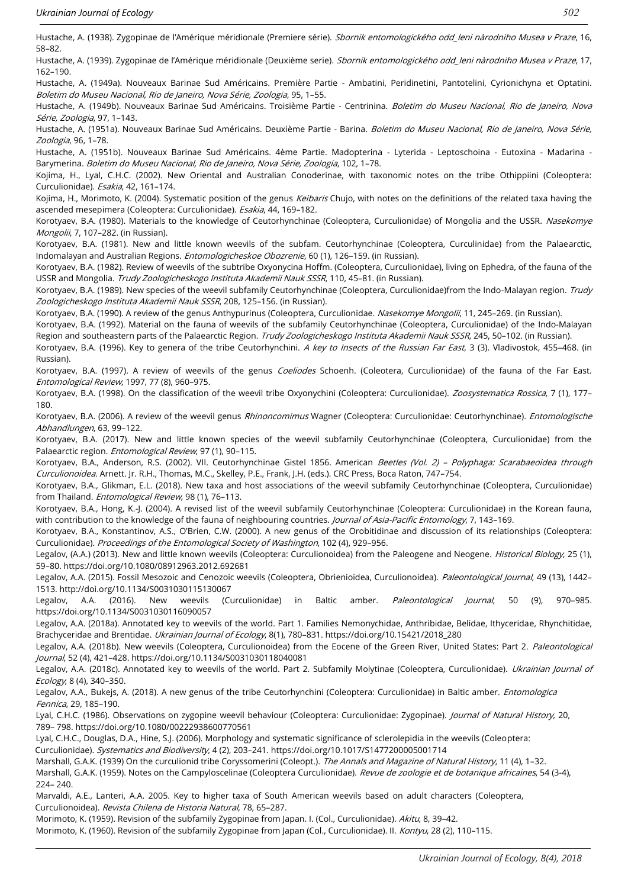Hustache, A. (1938). Zygopinae de l'Amérique méridionale (Premiere série). *Sbornik entomologického odd_leni nàrodniho Musea v Praze*, 16, 58–82.

Hustache, A. (1939). Zygopinae de l'Amérique méridionale (Deuxième serie). *Sbornik entomologického odd_leni nàrodniho Musea v Praze*, 17, 162–190.

Hustache, A. (1949a). Nouveaux Barinae Sud Américains. Première Partie - Ambatini, Peridinetini, Pantotelini, Cyrionichyna et Optatini. *Boletim do Museu Nacional, Rio de Janeiro, Nova Série, Zoologia*, 95, 1–55.

Hustache, A. (1949b). Nouveaux Barinae Sud Américains. Troisième Partie - Centrinina. *Boletim do Museu Nacional, Rio de Janeiro, Nova Série, Zoologia*, 97, 1–143.

Hustache, A. (1951a). Nouveaux Barinae Sud Américains. Deuxième Partie - Barina. *Boletim do Museu Nacional, Rio de Janeiro, Nova Série, Zoologia*, 96, 1–78.

Hustache, A. (1951b). Nouveaux Barinae Sud Américains. 4ème Partie. Madopterina - Lyterida - Leptoschoina - Eutoxina - Madarina - Barymerina. *Boletim do Museu Nacional, Rio de Janeiro, Nova Série, Zoologia*, 102, 1–78.

Kojima, H., Lyal, C.H.C. (2002). New Oriental and Australian Conoderinae, with taxonomic notes on the tribe Othippiini (Coleoptera: Curculionidae). *Esakia*, 42, 161–174.

Kojima, H., Morimoto, K. (2004). Systematic position of the genus *Keibaris* Chujo, with notes on the definitions of the related taxa having the ascended mesepimera (Coleoptera: Curculionidae). *Esakia*, 44, 169–182.

Korotyaev, B.A. (1980). Materials to the knowledge of Ceutorhynchinae (Coleoptera, Curculionidae) of Mongolia and the USSR. *Nasekomye Mongolii*, 7, 107–282. (in Russian).

Korotyaev, B.A. (1981). New and little known weevils of the subfam. Ceutorhynchinae (Coleoptera, Curculinidae) from the Palaearctic, Indomalayan and Australian Regions. *Entomologicheskoe Obozrenie*, 60 (1), 126–159. (in Russian).

Korotyaev, B.A. (1982). Review of weevils of the subtribe Oxyonycina Hoffm. (Coleoptera, Curculionidae), living on Ephedra, of the fauna of the USSR and Mongolia. *Trudy Zoologicheskogo Instituta Akademii Nauk SSSR*, 110, 45–81. (in Russian).

Korotyaev, B.A. (1989). New species of the weevil subfamily Ceutorhynchinae (Coleoptera, Curculionidae)from the Indo-Malayan region. *Trudy Zoologicheskogo Instituta Akademii Nauk SSSR*, 208, 125–156. (in Russian).

Korotyaev, B.A. (1990). A review of the genus Anthypurinus (Coleoptera, Curculionidae. *Nasekomye Mongolii*, 11, 245–269. (in Russian).

Korotyaev, B.A. (1992). Material on the fauna of weevils of the subfamily Ceutorhynchinae (Coleoptera, Curculionidae) of the Indo-Malayan Region and southeastern parts of the Palaearctic Region. *Trudy Zoologicheskogo Instituta Akademii Nauk SSSR*, 245, 50–102. (in Russian).

Korotyaev, B.A. (1996). Key to genera of the tribe Ceutorhynchini. *A key to Insects of the Russian Far East*, 3 (3). Vladivostok, 455–468. (in Russian).

Korotyaev, B.A. (1997). A review of weevils of the genus *Coeliodes* Schoenh. (Coleotera, Curculionidae) of the fauna of the Far East. *Entomological Review*, 1997, 77 (8), 960–975.

Korotyaev, B.A. (1998). On the classification of the weevil tribe Oxyonychini (Coleoptera: Curculionidae). *Zoosystematica Rossica*, 7 (1), 177–180.

Korotyaev, B.A. (2006). A review of the weevil genus *Rhinoncomimus* Wagner (Coleoptera: Curculionidae: Ceutorhynchinae). *Entomologische Abhandlungen*, 63, 99–122.

Korotyaev, B.A. (2017). New and little known species of the weevil subfamily Ceutorhynchinae (Coleoptera, Curculionidae) from the Palaearctic region. *Entomological Review*, 97 (1), 90–115.

Korotyaev, B.A., Anderson, R.S. (2002). VII. Ceutorhynchinae Gistel 1856. American *Beetles (Vol. 2) – Polyphaga: Scarabaeoidea through Curculionoidea*. Arnett. Jr. R.H., Thomas, M.C., Skelley, P.E., Frank, J.H. (eds.). CRC Press, Boca Raton, 747–754.

Korotyaev, B.A., Glikman, E.L. (2018). New taxa and host associations of the weevil subfamily Ceutorhynchinae (Coleoptera, Curculionidae) from Thailand. *Entomological Review*, 98 (1), 76–113.

Korotyaev, B.A., Hong, K.-J. (2004). A revised list of the weevil subfamily Ceutorhynchinae (Coleoptera: Curculionidae) in the Korean fauna, with contribution to the knowledge of the fauna of neighbouring countries. *Journal of Asia-Pacific Entomology*, 7, 143–169.

Korotyaev, B.A., Konstantinov, A.S., O'Brien, C.W. (2000). A new genus of the Orobitidinae and discussion of its relationships (Coleoptera: Curculionidae). *Proceedings of the Entomological Society of Washington*, 102 (4), 929–956.

Legalov, (A.A.) (2013). New and little known weevils (Coleoptera: Curculionoidea) from the Paleogene and Neogene. *Historical Biology*, 25 (1), 59–80. https://doi.org/10.1080/08912963.2012.692681

Legalov, A.A. (2015). Fossil Mesozoic and Cenozoic weevils (Coleoptera, Obrienioidea, Curculionoidea). *Paleontological Journal*, 49 (13), 1442–1513. http://doi.org/10.1134/S0031030115130067

Legalov, A.A. (2016). New weevils (Curculionidae) in Baltic amber. *Paleontological Journal*, 50 (9), 970–985. https://doi.org/10.1134/S0031030116090057

Legalov, A.A. (2018a). Annotated key to weevils of the world. Part 1. Families Nemonychidae, Anthribidae, Belidae, Ithyceridae, Rhynchitidae, Brachyceridae and Brentidae. *Ukrainian Journal of Ecology*, 8(1), 780–831. https://doi.org/10.15421/2018_280

Legalov, A.A. (2018b). New weevils (Coleoptera, Curculionoidea) from the Eocene of the Green River, United States: Part 2. *Paleontological Journal*, 52 (4), 421–428. https://doi.org/10.1134/S0031030118040081

Legalov, A.A. (2018c). Annotated key to weevils of the world. Part 2. Subfamily Molytinae (Coleoptera, Curculionidae). *Ukrainian Journal of Ecology*, 8 (4), 340–350.

Legalov, A.A., Bukejs, A. (2018). A new genus of the tribe Ceutorhynchini (Coleoptera: Curculionidae) in Baltic amber. *Entomologica Fennica*, 29, 185–190.

Lyal, C.H.C. (1986). Observations on zygopine weevil behaviour (Coleoptera: Curculionidae: Zygopinae). *Journal of Natural History*, 20, 789– 798. https://doi.org/10.1080/00222938600770561

Lyal, C.H.C., Douglas, D.A., Hine, S.J. (2006). Morphology and systematic significance of sclerolepidia in the weevils (Coleoptera: Curculionidae). *Systematics and Biodiversity*, 4 (2), 203–241. https://doi.org/10.1017/S1477200005001714

Marshall, G.A.K. (1939) On the curculionid tribe Coryssomerini (Coleopt.). *The Annals and Magazine of Natural History*, 11 (4), 1–32.

Marshall, G.A.K. (1959). Notes on the Campyloscelinae (Coleoptera Curculionidae). *Revue de zoologie et de botanique africaines*, 54 (3-4), 224– 240.

Marvaldi, A.E., Lanteri, A.A. 2005. Key to higher taxa of South American weevils based on adult characters (Coleoptera, Curculionoidea). *Revista Chilena de Historia Natural*, 78, 65–287.

Morimoto, K. (1959). Revision of the subfamily Zygopinae from Japan. I. (Col., Curculionidae). *Akitu*, 8, 39–42.

Morimoto, K. (1960). Revision of the subfamily Zygopinae from Japan (Col., Curculionidae). II. *Kontyu*, 28 (2), 110–115.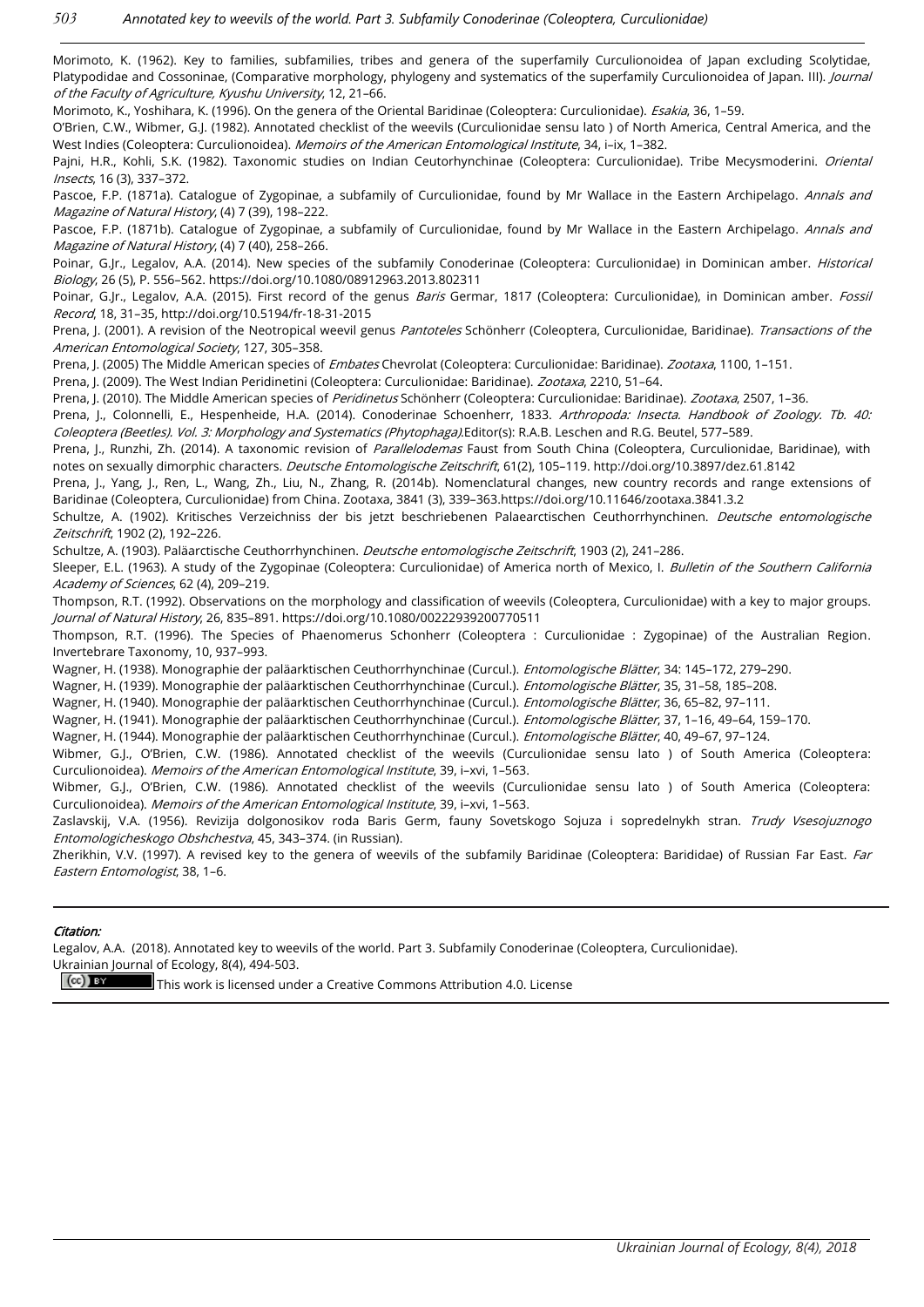Morimoto, K. (1962). Key to families, subfamilies, tribes and genera of the superfamily Curculionoidea of Japan excluding Scolytidae, Platypodidae and Cossoninae, (Comparative morphology, phylogeny and systematics of the superfamily Curculionoidea of Japan. III). *Journal of the Faculty of Agriculture, Kyushu University*, 12, 21–66.

Morimoto, K., Yoshihara, K. (1996). On the genera of the Oriental Baridinae (Coleoptera: Curculionidae). *Esakia*, 36, 1–59.

O'Brien, C.W., Wibmer, G.J. (1982). Annotated checklist of the weevils (Curculionidae sensu lato ) of North America, Central America, and the West Indies (Coleoptera: Curculionoidea). *Memoirs of the American Entomological Institute*, 34, i–ix, 1–382.

Pajni, H.R., Kohli, S.K. (1982). Taxonomic studies on Indian Ceutorhynchinae (Coleoptera: Curculionidae). Tribe Mecysmoderini. *Oriental Insects*, 16 (3), 337–372.

Pascoe, F.P. (1871a). Catalogue of Zygopinae, a subfamily of Curculionidae, found by Mr Wallace in the Eastern Archipelago. *Annals and Magazine of Natural History*, (4) 7 (39), 198–222.

Pascoe, F.P. (1871b). Catalogue of Zygopinae, a subfamily of Curculionidae, found by Mr Wallace in the Eastern Archipelago. *Annals and Magazine of Natural History*, (4) 7 (40), 258–266.

Poinar, G.Jr., Legalov, A.A. (2014). New species of the subfamily Conoderinae (Coleoptera: Curculionidae) in Dominican amber. *Historical Biology*, 26 (5), P. 556–562. https://doi.org/10.1080/08912963.2013.802311

Poinar, G.Jr., Legalov, A.A. (2015). First record of the genus *Baris* Germar, 1817 (Coleoptera: Curculionidae), in Dominican amber. *Fossil Record*, 18, 31–35, http://doi.org/10.5194/fr-18-31-2015

Prena, J. (2001). A revision of the Neotropical weevil genus *Pantoteles* Schönherr (Coleoptera, Curculionidae, Baridinae). *Transactions of the American Entomological Society*, 127, 305–358.

Prena, J. (2005) The Middle American species of *Embates* Chevrolat (Coleoptera: Curculionidae: Baridinae). *Zootaxa*, 1100, 1–151.

Prena, J. (2009). The West Indian Peridinetini (Coleoptera: Curculionidae: Baridinae). *Zootaxa*, 2210, 51–64.

Prena, J. (2010). The Middle American species of *Peridinetus* Schönherr (Coleoptera: Curculionidae: Baridinae). *Zootaxa*, 2507, 1–36.

Prena, J., Colonnelli, E., Hespenheide, H.A. (2014). Conoderinae Schoenherr, 1833. *Arthropoda: Insecta. Handbook of Zoology. Tb. 40: Coleoptera (Beetles). Vol. 3: Morphology and Systematics (Phytophaga).*Editor(s): R.A.B. Leschen and R.G. Beutel, 577–589.

Prena, J., Runzhi, Zh. (2014). A taxonomic revision of *Parallelodemas* Faust from South China (Coleoptera, Curculionidae, Baridinae), with notes on sexually dimorphic characters. *Deutsche Entomologische Zeitschrift*, 61(2), 105–119. http://doi.org/10.3897/dez.61.8142

Prena, J., Yang, J., Ren, L., Wang, Zh., Liu, N., Zhang, R. (2014b). Nomenclatural changes, new country records and range extensions of Baridinae (Coleoptera, Curculionidae) from China. Zootaxa, 3841 (3), 339–363.https://doi.org/10.11646/zootaxa.3841.3.2

Schultze, A. (1902). Kritisches Verzeichniss der bis jetzt beschriebenen Palaearctischen Ceuthorrhynchinen. *Deutsche entomologische Zeitschrift*, 1902 (2), 192–226.

Schultze, A. (1903). Paläarctische Ceuthorrhynchinen. *Deutsche entomologische Zeitschrift*, 1903 (2), 241–286.

Sleeper, E.L. (1963). A study of the Zygopinae (Coleoptera: Curculionidae) of America north of Mexico, I. *Bulletin of the Southern California Academy of Sciences*, 62 (4), 209–219.

Thompson, R.T. (1992). Observations on the morphology and classification of weevils (Coleoptera, Curculionidae) with a key to major groups. *Journal of Natural History*, 26, 835–891. https://doi.org/10.1080/00222939200770511

Thompson, R.T. (1996). The Species of Phaenomerus Schonherr (Coleoptera : Curculionidae : Zygopinae) of the Australian Region. Invertebrare Taxonomy, 10, 937–993.

Wagner, H. (1938). Monographie der paläarktischen Ceuthorrhynchinae (Curcul.). *Entomologische Blätter*, 34: 145–172, 279–290.

Wagner, H. (1939). Monographie der paläarktischen Ceuthorrhynchinae (Curcul.). *Entomologische Blätter*, 35, 31–58, 185–208.

Wagner, H. (1940). Monographie der paläarktischen Ceuthorrhynchinae (Curcul.). *Entomologische Blätter*, 36, 65–82, 97–111.

Wagner, H. (1941). Monographie der paläarktischen Ceuthorrhynchinae (Curcul.). *Entomologische Blätter*, 37, 1–16, 49–64, 159–170.

Wagner, H. (1944). Monographie der paläarktischen Ceuthorrhynchinae (Curcul.). *Entomologische Blätter*, 40, 49–67, 97–124.

Wibmer, G.J., O'Brien, C.W. (1986). Annotated checklist of the weevils (Curculionidae sensu lato ) of South America (Coleoptera: Curculionoidea). *Memoirs of the American Entomological Institute*, 39, i–xvi, 1–563.

Wibmer, G.J., O'Brien, C.W. (1986). Annotated checklist of the weevils (Curculionidae sensu lato ) of South America (Coleoptera: Curculionoidea). *Memoirs of the American Entomological Institute*, 39, i–xvi, 1–563.

Zaslavskij, V.A. (1956). Revizija dolgonosikov roda Baris Germ, fauny Sovetskogo Sojuza i sopredelnykh stran. *Trudy Vsesojuznogo Entomologicheskogo Obshchestva*, 45, 343–374. (in Russian).

Zherikhin, V.V. (1997). A revised key to the genera of weevils of the subfamily Baridinae (Coleoptera: Baridae) of Russian Far East. *Far Eastern Entomologist*, 38, 1–6.

***Citation:***

Legalov, A.A. (2018). Annotated key to weevils of the world. Part 3. Subfamily Conoderinae (Coleoptera, Curculionidae). Ukrainian Journal of Ecology, 8(4), 494-503.

This work is licensed under a Creative Commons Attribution 4.0. License